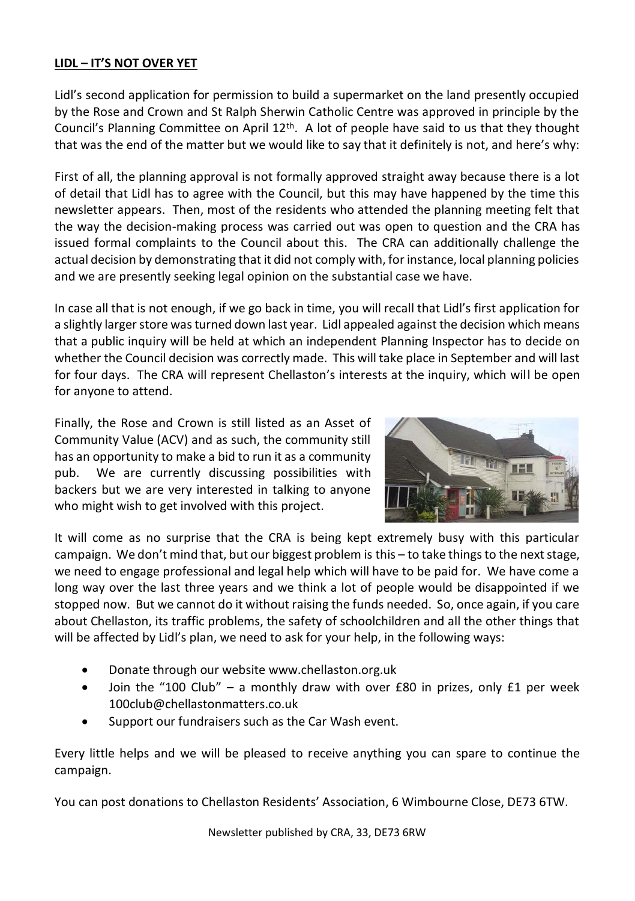**LIDL – IT'S NOT OVER YET**

Lidl's second application for permission to build a supermarket on the land presently occupied by the Rose and Crown and St Ralph Sherwin Catholic Centre was approved in principle by the Council's Planning Committee on April 12th. A lot of people have said to us that they thought that was the end of the matter but we would like to say that it definitely is not, and here's why:

First of all, the planning approval is not formally approved straight away because there is a lot of detail that Lidl has to agree with the Council, but this may have happened by the time this newsletter appears. Then, most of the residents who attended the planning meeting felt that the way the decision-making process was carried out was open to question and the CRA has issued formal complaints to the Council about this. The CRA can additionally challenge the actual decision by demonstrating that it did not comply with, for instance, local planning policies and we are presently seeking legal opinion on the substantial case we have.

In case all that is not enough, if we go back in time, you will recall that Lidl's first application for a slightly larger store was turned down last year. Lidl appealed against the decision which means that a public inquiry will be held at which an independent Planning Inspector has to decide on whether the Council decision was correctly made. This will take place in September and will last for four days. The CRA will represent Chellaston's interests at the inquiry, which will be open for anyone to attend.

Finally, the Rose and Crown is still listed as an Asset of Community Value (ACV) and as such, the community still has an opportunity to make a bid to run it as a community pub. We are currently discussing possibilities with backers but we are very interested in talking to anyone who might wish to get involved with this project.

It will come as no surprise that the CRA is being kept extremely busy with this particular campaign. We don't mind that, but our biggest problem is this – to take things to the next stage, we need to engage professional and legal help which will have to be paid for. We have come a long way over the last three years and we think a lot of people would be disappointed if we stopped now. But we cannot do it without raising the funds needed. So, once again, if you care about Chellaston, its traffic problems, the safety of schoolchildren and all the other things that will be affected by Lidl's plan, we need to ask for your help, in the following ways:

- Donate through our website www.chellaston.org.uk
- Join the "100 Club" – a monthly draw with over £80 in prizes, only £1 per week 100club@chellastonmatters.co.uk
- Support our fundraisers such as the Car Wash event.

Every little helps and we will be pleased to receive anything you can spare to continue the campaign.

You can post donations to Chellaston Residents' Association, 6 Wimbourne Close, DE73 6TW.

Newsletter published by CRA, 33, DE73 6RW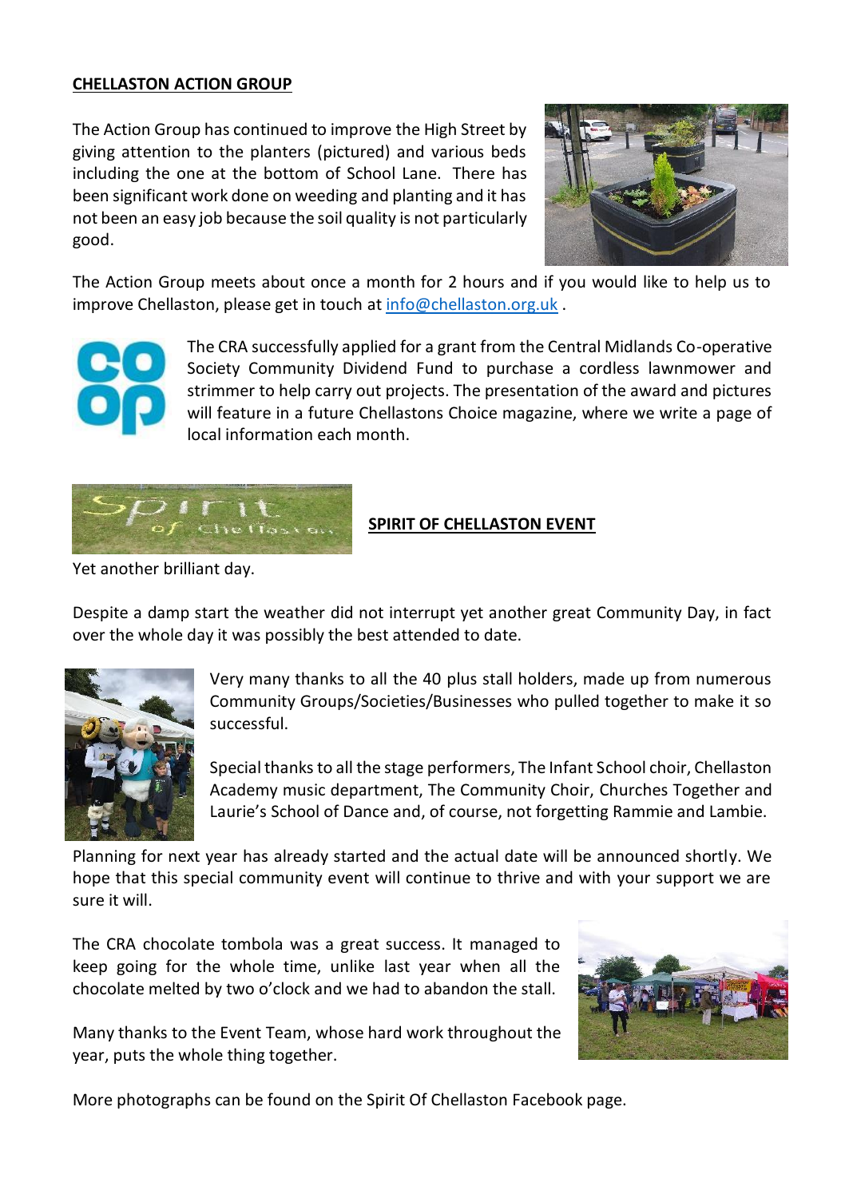**CHELLASTON ACTION GROUP**

The Action Group has continued to improve the High Street by giving attention to the planters (pictured) and various beds including the one at the bottom of School Lane. There has been significant work done on weeding and planting and it has not been an easy job because the soil quality is not particularly good.

The Action Group meets about once a month for 2 hours and if you would like to help us to improve Chellaston, please get in touch at info@chellaston.org.uk .

The CRA successfully applied for a grant from the Central Midlands Co-operative Society Community Dividend Fund to purchase a cordless lawnmower and strimmer to help carry out projects. The presentation of the award and pictures will feature in a future Chellastons Choice magazine, where we write a page of local information each month.

**SPIRIT OF CHELLASTON EVENT**

Yet another brilliant day.

Despite a damp start the weather did not interrupt yet another great Community Day, in fact over the whole day it was possibly the best attended to date.

Very many thanks to all the 40 plus stall holders, made up from numerous Community Groups/Societies/Businesses who pulled together to make it so successful.

Special thanks to all the stage performers, The Infant School choir, Chellaston Academy music department, The Community Choir, Churches Together and Laurie's School of Dance and, of course, not forgetting Rammie and Lambie.

Planning for next year has already started and the actual date will be announced shortly. We hope that this special community event will continue to thrive and with your support we are sure it will.

The CRA chocolate tombola was a great success. It managed to keep going for the whole time, unlike last year when all the chocolate melted by two o'clock and we had to abandon the stall.

Many thanks to the Event Team, whose hard work throughout the year, puts the whole thing together.

More photographs can be found on the Spirit Of Chellaston Facebook page.